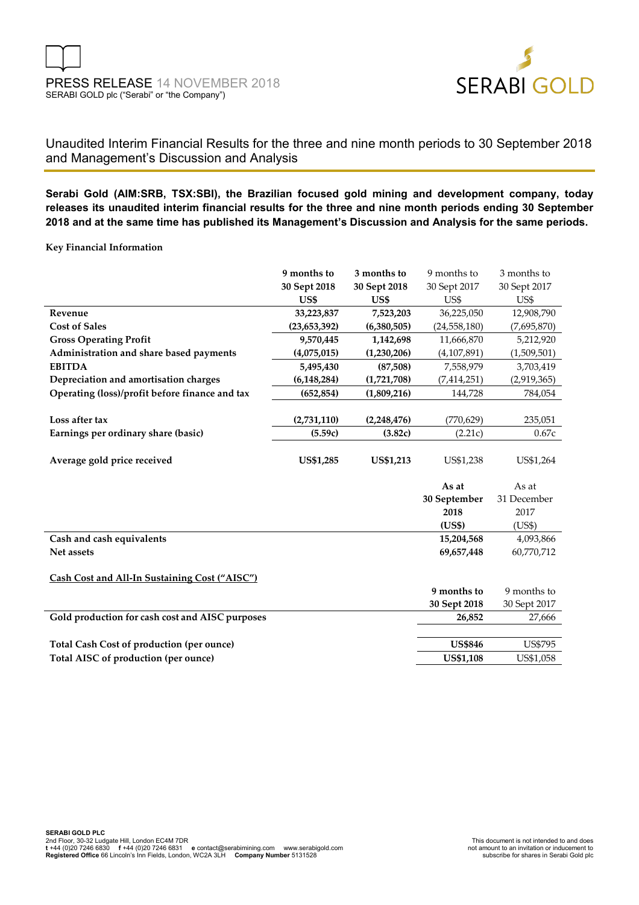PRESS RELEASE 14 NOVEMBER 2018
SERABI GOLD plc ("Serabi" or "the Company")

# Unaudited Interim Financial Results for the three and nine month periods to 30 September 2018 and Management's Discussion and Analysis

**Serabi Gold (AIM:SRB, TSX:SBI), the Brazilian focused gold mining and development company, today releases its unaudited interim financial results for the three and nine month periods ending 30 September 2018 and at the same time has published its Management's Discussion and Analysis for the same periods.**

**Key Financial Information**

| | 9 months to 30 Sept 2018 US$ | 3 months to 30 Sept 2018 US$ | 9 months to 30 Sept 2017 US$ | 3 months to 30 Sept 2017 US$ |
|---|---|---|---|---|
| **Revenue** | **33,223,837** | **7,523,203** | 36,225,050 | 12,908,790 |
| **Cost of Sales** | **(23,653,392)** | **(6,380,505)** | (24,558,180) | (7,695,870) |
| **Gross Operating Profit** | **9,570,445** | **1,142,698** | 11,666,870 | 5,212,920 |
| **Administration and share based payments** | **(4,075,015)** | **(1,230,206)** | (4,107,891) | (1,509,501) |
| **EBITDA** | **5,495,430** | **(87,508)** | 7,558,979 | 3,703,419 |
| **Depreciation and amortisation charges** | **(6,148,284)** | **(1,721,708)** | (7,414,251) | (2,919,365) |
| **Operating (loss)/profit before finance and tax** | **(652,854)** | **(1,809,216)** | 144,728 | 784,054 |
| | | | | |
| **Loss after tax** | **(2,731,110)** | **(2,248,476)** | (770,629) | 235,051 |
| **Earnings per ordinary share (basic)** | **(5.59c)** | **(3.82c)** | (2.21c) | 0.67c |
| | | | | |
| **Average gold price received** | **US$1,285** | **US$1,213** | US$1,238 | US$1,264 |

| | As at 30 September 2018 (US$) | As at 31 December 2017 (US$) |
|---|---|---|
| **Cash and cash equivalents** | **15,204,568** | 4,093,866 |
| **Net assets** | **69,657,448** | 60,770,712 |

**Cash Cost and All-In Sustaining Cost ("AISC")**

| | 9 months to 30 Sept 2018 | 9 months to 30 Sept 2017 |
|---|---|---|
| **Gold production for cash cost and AISC purposes** | **26,852** | 27,666 |
| | | |
| **Total Cash Cost of production (per ounce)** | **US$846** | US$795 |
| **Total AISC of production (per ounce)** | **US$1,108** | US$1,058 |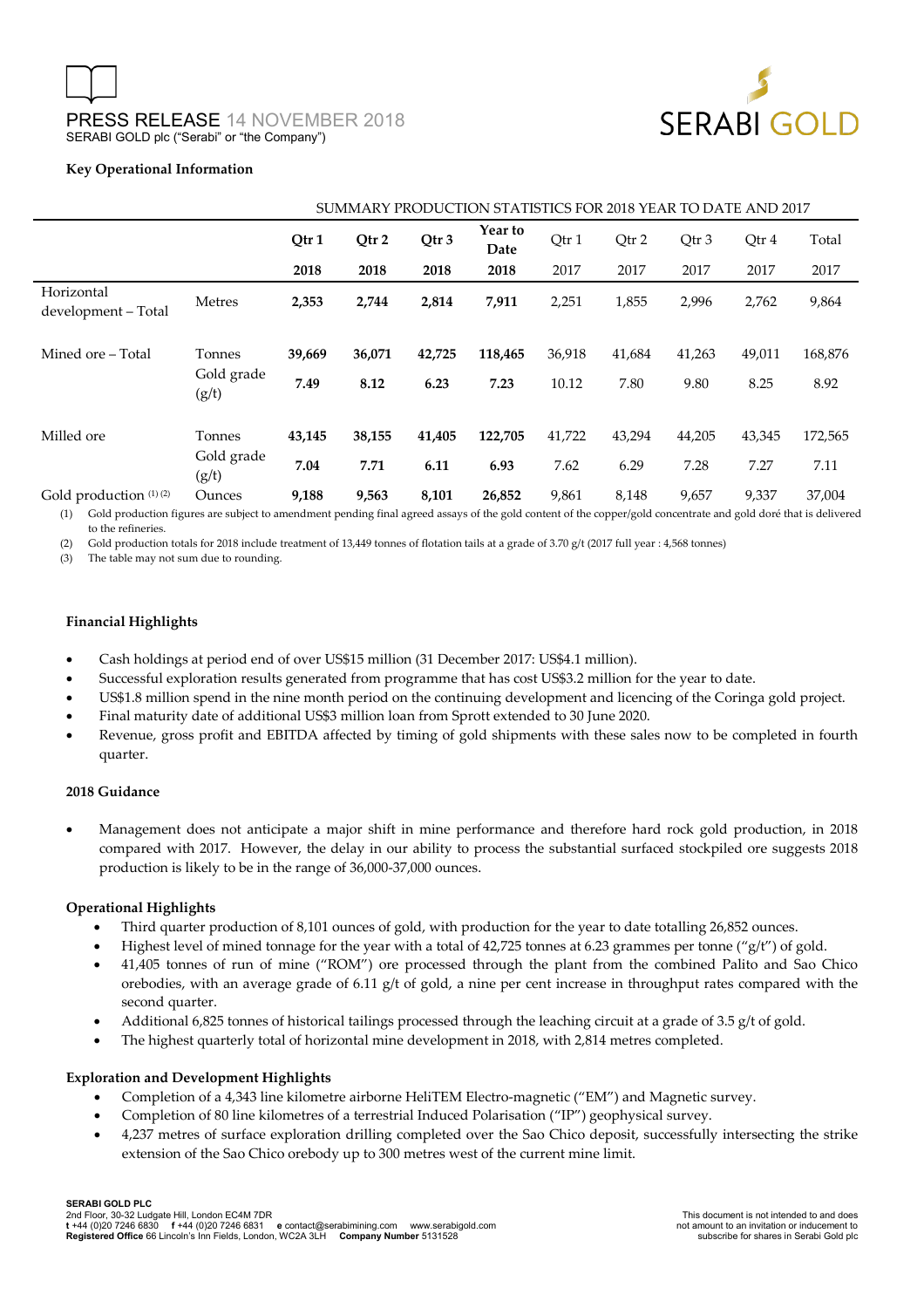PRESS RELEASE 14 NOVEMBER 2018
SERABI GOLD plc ("Serabi" or "the Company")

**Key Operational Information**

| | | SUMMARY PRODUCTION STATISTICS FOR 2018 YEAR TO DATE AND 2017 | | | | | | | | |
|---|---|---|---|---|---|---|---|---|---|---|
| | | **Qtr 1 2018** | **Qtr 2 2018** | **Qtr 3 2018** | **Year to Date 2018** | Qtr 1 2017 | Qtr 2 2017 | Qtr 3 2017 | Qtr 4 2017 | Total 2017 |
| Horizontal development – Total | Metres | **2,353** | **2,744** | **2,814** | **7,911** | 2,251 | 1,855 | 2,996 | 2,762 | 9,864 |
| Mined ore – Total | Tonnes | **39,669** | **36,071** | **42,725** | **118,465** | 36,918 | 41,684 | 41,263 | 49,011 | 168,876 |
| | Gold grade (g/t) | **7.49** | **8.12** | **6.23** | **7.23** | 10.12 | 7.80 | 9.80 | 8.25 | 8.92 |
| Milled ore | Tonnes | **43,145** | **38,155** | **41,405** | **122,705** | 41,722 | 43,294 | 44,205 | 43,345 | 172,565 |
| | Gold grade (g/t) | **7.04** | **7.71** | **6.11** | **6.93** | 7.62 | 6.29 | 7.28 | 7.27 | 7.11 |
| Gold production (1) (2) | Ounces | **9,188** | **9,563** | **8,101** | **26,852** | 9,861 | 8,148 | 9,657 | 9,337 | 37,004 |

(1) Gold production figures are subject to amendment pending final agreed assays of the gold content of the copper/gold concentrate and gold doré that is delivered to the refineries.

(2) Gold production totals for 2018 include treatment of 13,449 tonnes of flotation tails at a grade of 3.70 g/t (2017 full year : 4,568 tonnes)

(3) The table may not sum due to rounding.

**Financial Highlights**

- Cash holdings at period end of over US$15 million (31 December 2017: US$4.1 million).
- Successful exploration results generated from programme that has cost US$3.2 million for the year to date.
- US$1.8 million spend in the nine month period on the continuing development and licencing of the Coringa gold project.
- Final maturity date of additional US$3 million loan from Sprott extended to 30 June 2020.
- Revenue, gross profit and EBITDA affected by timing of gold shipments with these sales now to be completed in fourth quarter.

**2018 Guidance**

- Management does not anticipate a major shift in mine performance and therefore hard rock gold production, in 2018 compared with 2017. However, the delay in our ability to process the substantial surfaced stockpiled ore suggests 2018 production is likely to be in the range of 36,000-37,000 ounces.

**Operational Highlights**

- Third quarter production of 8,101 ounces of gold, with production for the year to date totalling 26,852 ounces.
- Highest level of mined tonnage for the year with a total of 42,725 tonnes at 6.23 grammes per tonne ("g/t") of gold.
- 41,405 tonnes of run of mine ("ROM") ore processed through the plant from the combined Palito and Sao Chico orebodies, with an average grade of 6.11 g/t of gold, a nine per cent increase in throughput rates compared with the second quarter.
- Additional 6,825 tonnes of historical tailings processed through the leaching circuit at a grade of 3.5 g/t of gold.
- The highest quarterly total of horizontal mine development in 2018, with 2,814 metres completed.

**Exploration and Development Highlights**

- Completion of a 4,343 line kilometre airborne HeliTEM Electro-magnetic ("EM") and Magnetic survey.
- Completion of 80 line kilometres of a terrestrial Induced Polarisation ("IP") geophysical survey.
- 4,237 metres of surface exploration drilling completed over the Sao Chico deposit, successfully intersecting the strike extension of the Sao Chico orebody up to 300 metres west of the current mine limit.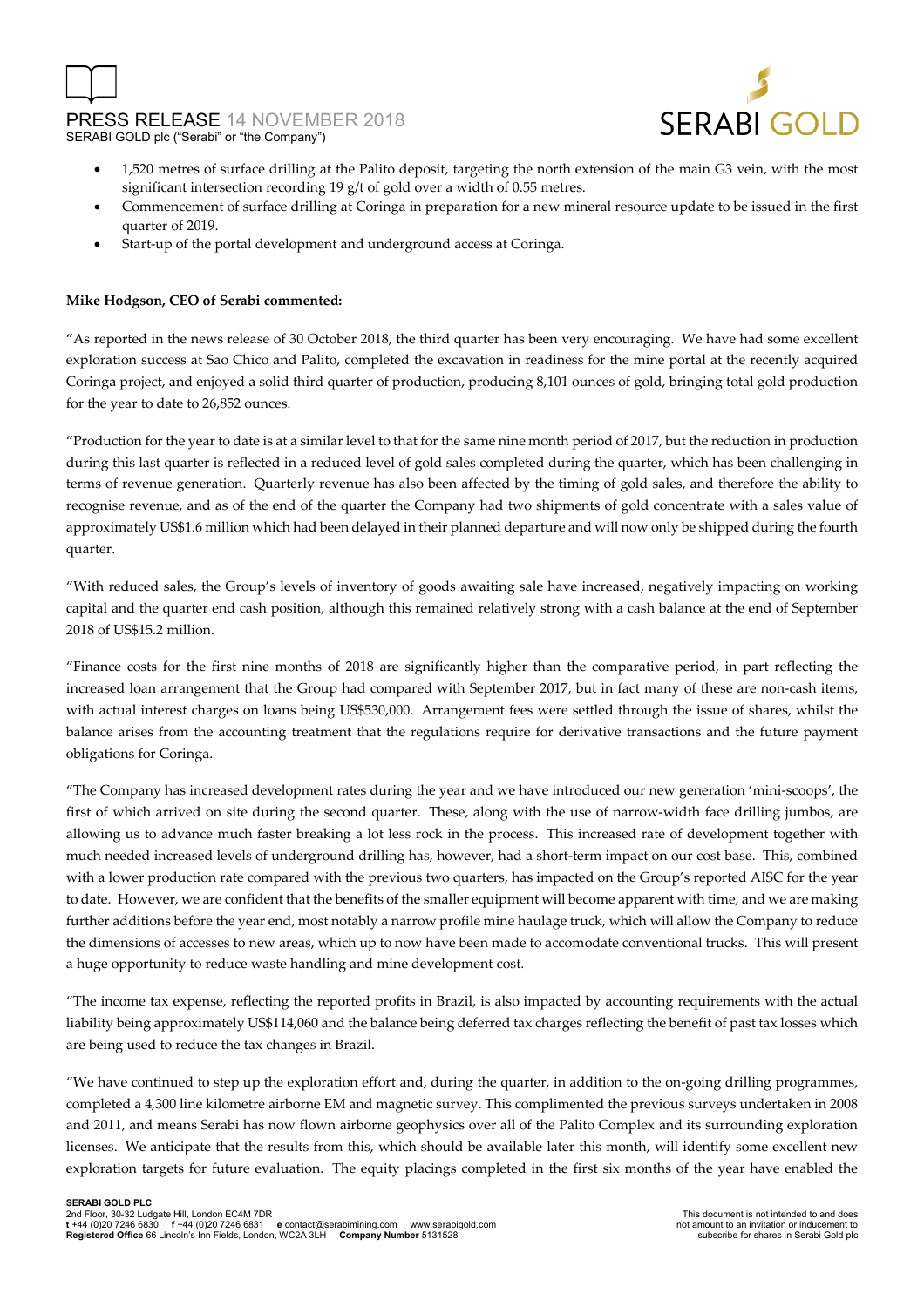- 1,520 metres of surface drilling at the Palito deposit, targeting the north extension of the main G3 vein, with the most significant intersection recording 19 g/t of gold over a width of 0.55 metres.
- Commencement of surface drilling at Coringa in preparation for a new mineral resource update to be issued in the first quarter of 2019.
- Start-up of the portal development and underground access at Coringa.

**Mike Hodgson, CEO of Serabi commented:**

"As reported in the news release of 30 October 2018, the third quarter has been very encouraging. We have had some excellent exploration success at Sao Chico and Palito, completed the excavation in readiness for the mine portal at the recently acquired Coringa project, and enjoyed a solid third quarter of production, producing 8,101 ounces of gold, bringing total gold production for the year to date to 26,852 ounces.

"Production for the year to date is at a similar level to that for the same nine month period of 2017, but the reduction in production during this last quarter is reflected in a reduced level of gold sales completed during the quarter, which has been challenging in terms of revenue generation. Quarterly revenue has also been affected by the timing of gold sales, and therefore the ability to recognise revenue, and as of the end of the quarter the Company had two shipments of gold concentrate with a sales value of approximately US$1.6 million which had been delayed in their planned departure and will now only be shipped during the fourth quarter.

"With reduced sales, the Group's levels of inventory of goods awaiting sale have increased, negatively impacting on working capital and the quarter end cash position, although this remained relatively strong with a cash balance at the end of September 2018 of US$15.2 million.

"Finance costs for the first nine months of 2018 are significantly higher than the comparative period, in part reflecting the increased loan arrangement that the Group had compared with September 2017, but in fact many of these are non-cash items, with actual interest charges on loans being US$530,000. Arrangement fees were settled through the issue of shares, whilst the balance arises from the accounting treatment that the regulations require for derivative transactions and the future payment obligations for Coringa.

"The Company has increased development rates during the year and we have introduced our new generation 'mini-scoops', the first of which arrived on site during the second quarter. These, along with the use of narrow-width face drilling jumbos, are allowing us to advance much faster breaking a lot less rock in the process. This increased rate of development together with much needed increased levels of underground drilling has, however, had a short-term impact on our cost base. This, combined with a lower production rate compared with the previous two quarters, has impacted on the Group's reported AISC for the year to date. However, we are confident that the benefits of the smaller equipment will become apparent with time, and we are making further additions before the year end, most notably a narrow profile mine haulage truck, which will allow the Company to reduce the dimensions of accesses to new areas, which up to now have been made to accomodate conventional trucks. This will present a huge opportunity to reduce waste handling and mine development cost.

"The income tax expense, reflecting the reported profits in Brazil, is also impacted by accounting requirements with the actual liability being approximately US$114,060 and the balance being deferred tax charges reflecting the benefit of past tax losses which are being used to reduce the tax changes in Brazil.

"We have continued to step up the exploration effort and, during the quarter, in addition to the on-going drilling programmes, completed a 4,300 line kilometre airborne EM and magnetic survey. This complimented the previous surveys undertaken in 2008 and 2011, and means Serabi has now flown airborne geophysics over all of the Palito Complex and its surrounding exploration licenses. We anticipate that the results from this, which should be available later this month, will identify some excellent new exploration targets for future evaluation. The equity placings completed in the first six months of the year have enabled the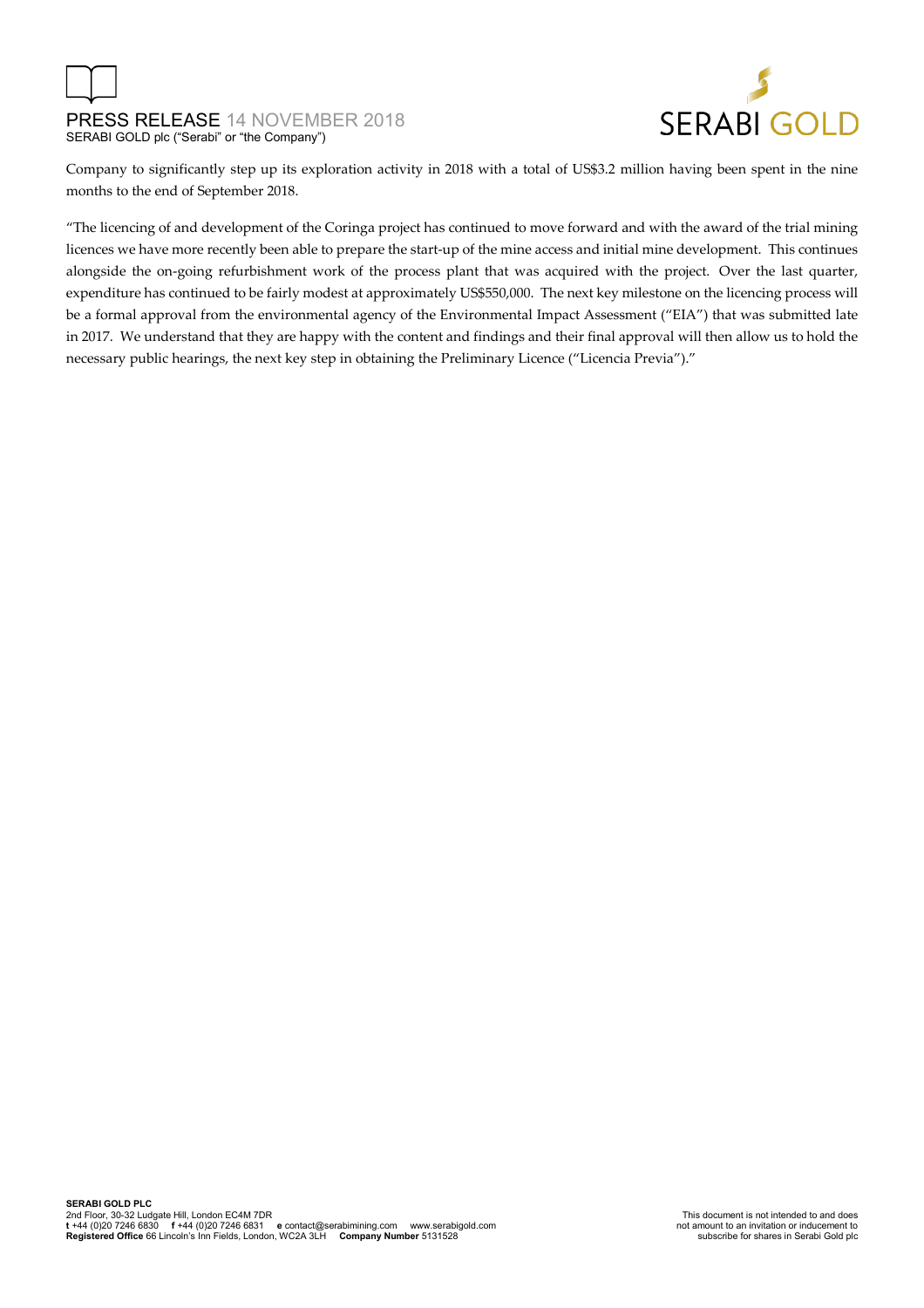Company to significantly step up its exploration activity in 2018 with a total of US$3.2 million having been spent in the nine months to the end of September 2018.

"The licencing of and development of the Coringa project has continued to move forward and with the award of the trial mining licences we have more recently been able to prepare the start-up of the mine access and initial mine development. This continues alongside the on-going refurbishment work of the process plant that was acquired with the project. Over the last quarter, expenditure has continued to be fairly modest at approximately US$550,000. The next key milestone on the licencing process will be a formal approval from the environmental agency of the Environmental Impact Assessment ("EIA") that was submitted late in 2017. We understand that they are happy with the content and findings and their final approval will then allow us to hold the necessary public hearings, the next key step in obtaining the Preliminary Licence ("Licencia Previa")."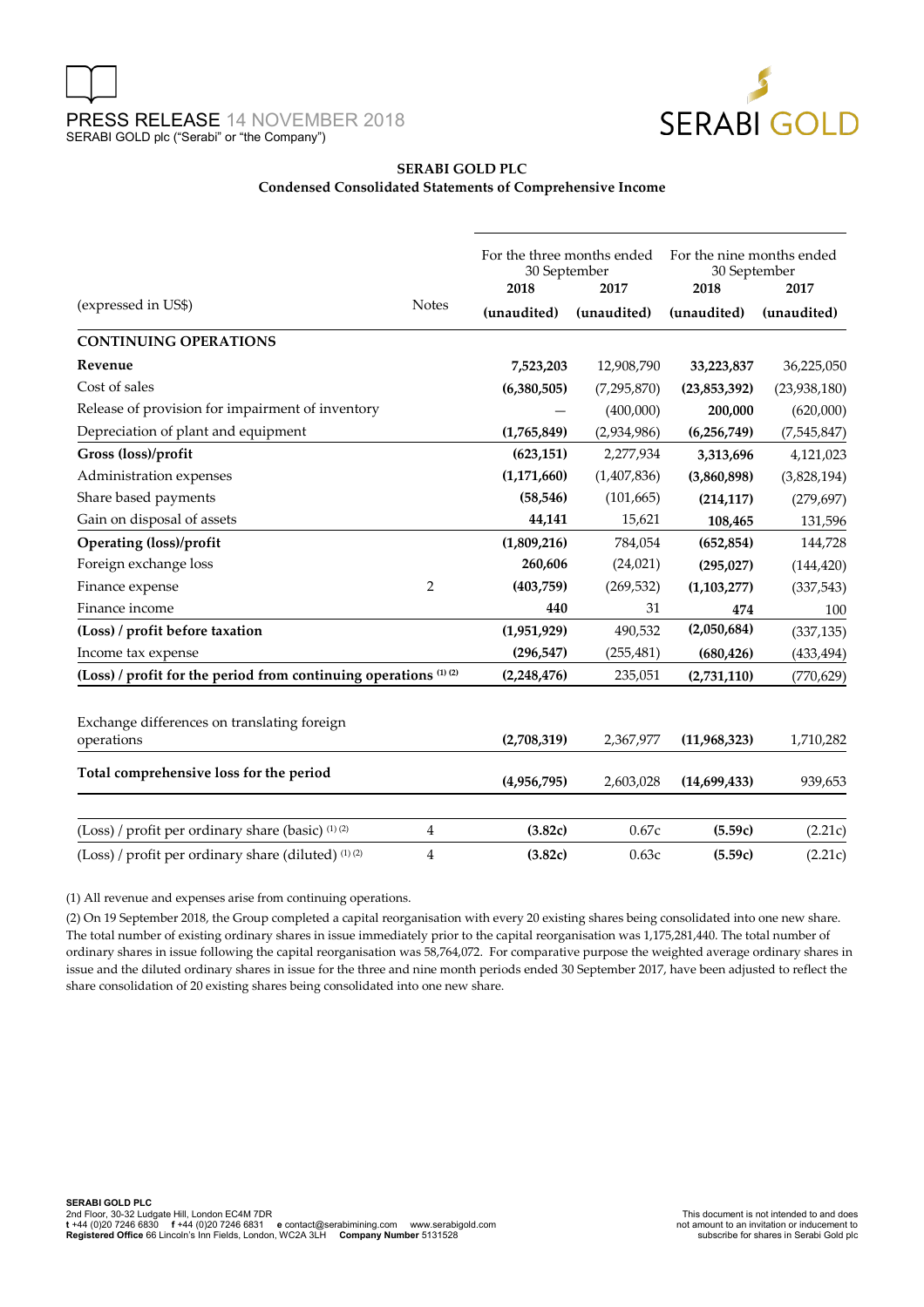## SERABI GOLD PLC

### Condensed Consolidated Statements of Comprehensive Income

| (expressed in US$) | Notes | For the three months ended 30 September 2018 (unaudited) | 2017 (unaudited) | For the nine months ended 30 September 2018 (unaudited) | 2017 (unaudited) |
|---|---|---|---|---|---|
| **CONTINUING OPERATIONS** | | | | | |
| **Revenue** | | **7,523,203** | 12,908,790 | **33,223,837** | 36,225,050 |
| Cost of sales | | **(6,380,505)** | (7,295,870) | **(23,853,392)** | (23,938,180) |
| Release of provision for impairment of inventory | | **—** | (400,000) | **200,000** | (620,000) |
| Depreciation of plant and equipment | | **(1,765,849)** | (2,934,986) | **(6,256,749)** | (7,545,847) |
| **Gross (loss)/profit** | | **(623,151)** | 2,277,934 | **3,313,696** | 4,121,023 |
| Administration expenses | | **(1,171,660)** | (1,407,836) | **(3,860,898)** | (3,828,194) |
| Share based payments | | **(58,546)** | (101,665) | **(214,117)** | (279,697) |
| Gain on disposal of assets | | **44,141** | 15,621 | **108,465** | 131,596 |
| **Operating (loss)/profit** | | **(1,809,216)** | 784,054 | **(652,854)** | 144,728 |
| Foreign exchange loss | | **260,606** | (24,021) | **(295,027)** | (144,420) |
| Finance expense | 2 | **(403,759)** | (269,532) | **(1,103,277)** | (337,543) |
| Finance income | | **440** | 31 | **474** | 100 |
| **(Loss) / profit before taxation** | | **(1,951,929)** | 490,532 | **(2,050,684)** | (337,135) |
| Income tax expense | | **(296,547)** | (255,481) | **(680,426)** | (433,494) |
| **(Loss) / profit for the period from continuing operations (1) (2)** | | **(2,248,476)** | 235,051 | **(2,731,110)** | (770,629) |
| Exchange differences on translating foreign operations | | **(2,708,319)** | 2,367,977 | **(11,968,323)** | 1,710,282 |
| **Total comprehensive loss for the period** | | **(4,956,795)** | 2,603,028 | **(14,699,433)** | 939,653 |
| (Loss) / profit per ordinary share (basic) (1) (2) | 4 | **(3.82c)** | 0.67c | **(5.59c)** | (2.21c) |
| (Loss) / profit per ordinary share (diluted) (1) (2) | 4 | **(3.82c)** | 0.63c | **(5.59c)** | (2.21c) |

(1) All revenue and expenses arise from continuing operations.

(2) On 19 September 2018, the Group completed a capital reorganisation with every 20 existing shares being consolidated into one new share. The total number of existing ordinary shares in issue immediately prior to the capital reorganisation was 1,175,281,440. The total number of ordinary shares in issue following the capital reorganisation was 58,764,072. For comparative purpose the weighted average ordinary shares in issue and the diluted ordinary shares in issue for the three and nine month periods ended 30 September 2017, have been adjusted to reflect the share consolidation of 20 existing shares being consolidated into one new share.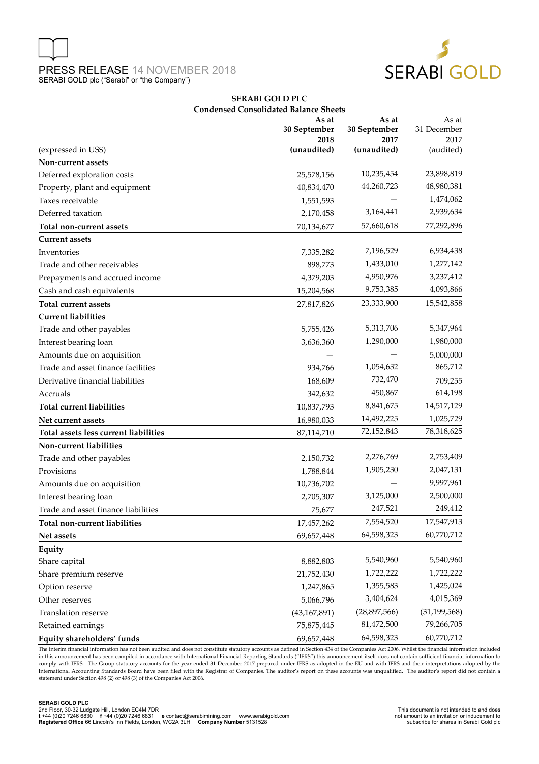# SERABI GOLD PLC

## Condensed Consolidated Balance Sheets

| (expressed in US$) | As at 30 September 2018 (unaudited) | As at 30 September 2017 (unaudited) | As at 31 December 2017 (audited) |
|---|---|---|---|
| **Non-current assets** | | | |
| Deferred exploration costs | 25,578,156 | 10,235,454 | 23,898,819 |
| Property, plant and equipment | 40,834,470 | 44,260,723 | 48,980,381 |
| Taxes receivable | 1,551,593 | — | 1,474,062 |
| Deferred taxation | 2,170,458 | 3,164,441 | 2,939,634 |
| **Total non-current assets** | 70,134,677 | 57,660,618 | 77,292,896 |
| **Current assets** | | | |
| Inventories | 7,335,282 | 7,196,529 | 6,934,438 |
| Trade and other receivables | 898,773 | 1,433,010 | 1,277,142 |
| Prepayments and accrued income | 4,379,203 | 4,950,976 | 3,237,412 |
| Cash and cash equivalents | 15,204,568 | 9,753,385 | 4,093,866 |
| **Total current assets** | 27,817,826 | 23,333,900 | 15,542,858 |
| **Current liabilities** | | | |
| Trade and other payables | 5,755,426 | 5,313,706 | 5,347,964 |
| Interest bearing loan | 3,636,360 | 1,290,000 | 1,980,000 |
| Amounts due on acquisition | — | — | 5,000,000 |
| Trade and asset finance facilities | 934,766 | 1,054,632 | 865,712 |
| Derivative financial liabilities | 168,609 | 732,470 | 709,255 |
| Accruals | 342,632 | 450,867 | 614,198 |
| **Total current liabilities** | 10,837,793 | 8,841,675 | 14,517,129 |
| **Net current assets** | 16,980,033 | 14,492,225 | 1,025,729 |
| **Total assets less current liabilities** | 87,114,710 | 72,152,843 | 78,318,625 |
| **Non-current liabilities** | | | |
| Trade and other payables | 2,150,732 | 2,276,769 | 2,753,409 |
| Provisions | 1,788,844 | 1,905,230 | 2,047,131 |
| Amounts due on acquisition | 10,736,702 | — | 9,997,961 |
| Interest bearing loan | 2,705,307 | 3,125,000 | 2,500,000 |
| Trade and asset finance liabilities | 75,677 | 247,521 | 249,412 |
| **Total non-current liabilities** | 17,457,262 | 7,554,520 | 17,547,913 |
| **Net assets** | 69,657,448 | 64,598,323 | 60,770,712 |
| **Equity** | | | |
| Share capital | 8,882,803 | 5,540,960 | 5,540,960 |
| Share premium reserve | 21,752,430 | 1,722,222 | 1,722,222 |
| Option reserve | 1,247,865 | 1,355,583 | 1,425,024 |
| Other reserves | 5,066,796 | 3,404,624 | 4,015,369 |
| Translation reserve | (43,167,891) | (28,897,566) | (31,199,568) |
| Retained earnings | 75,875,445 | 81,472,500 | 79,266,705 |
| **Equity shareholders' funds** | 69,657,448 | 64,598,323 | 60,770,712 |

The interim financial information has not been audited and does not constitute statutory accounts as defined in Section 434 of the Companies Act 2006. Whilst the financial information included in this announcement has been compiled in accordance with International Financial Reporting Standards ("IFRS") this announcement itself does not contain sufficient financial information to comply with IFRS. The Group statutory accounts for the year ended 31 December 2017 prepared under IFRS as adopted in the EU and with IFRS and their interpretations adopted by the International Accounting Standards Board have been filed with the Registrar of Companies. The auditor's report on these accounts was unqualified. The auditor's report did not contain a statement under Section 498 (2) or 498 (3) of the Companies Act 2006.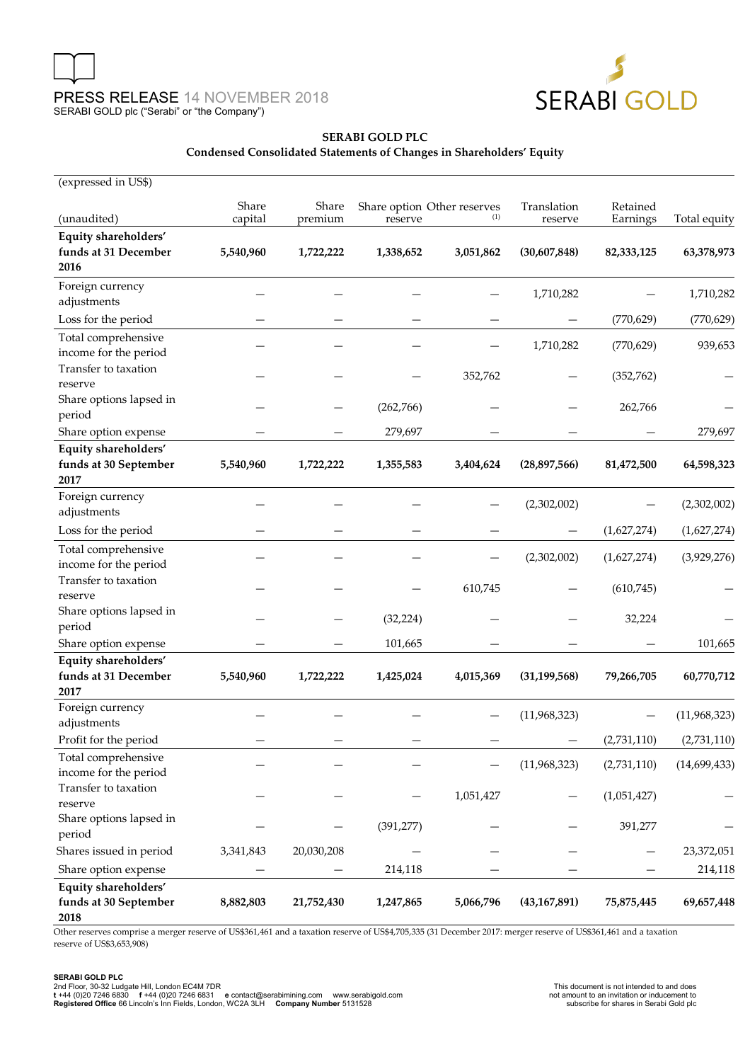**SERABI GOLD PLC**

**Condensed Consolidated Statements of Changes in Shareholders' Equity**

(expressed in US$)

| (unaudited) | Share capital | Share premium | Share option reserve | Other reserves (1) | Translation reserve | Retained Earnings | Total equity |
|---|---|---|---|---|---|---|---|
| **Equity shareholders' funds at 31 December 2016** | **5,540,960** | **1,722,222** | **1,338,652** | **3,051,862** | **(30,607,848)** | **82,333,125** | **63,378,973** |
| Foreign currency adjustments | — | — | — | — | 1,710,282 | — | 1,710,282 |
| Loss for the period | — | — | — | — | — | (770,629) | (770,629) |
| Total comprehensive income for the period | — | — | — | — | 1,710,282 | (770,629) | 939,653 |
| Transfer to taxation reserve | — | — | — | 352,762 | — | (352,762) | — |
| Share options lapsed in period | — | — | (262,766) | — | — | 262,766 | — |
| Share option expense | — | — | 279,697 | — | — | — | 279,697 |
| **Equity shareholders' funds at 30 September 2017** | **5,540,960** | **1,722,222** | **1,355,583** | **3,404,624** | **(28,897,566)** | **81,472,500** | **64,598,323** |
| Foreign currency adjustments | — | — | — | — | (2,302,002) | — | (2,302,002) |
| Loss for the period | — | — | — | — | — | (1,627,274) | (1,627,274) |
| Total comprehensive income for the period | — | — | — | — | (2,302,002) | (1,627,274) | (3,929,276) |
| Transfer to taxation reserve | — | — | — | 610,745 | — | (610,745) | — |
| Share options lapsed in period | — | — | (32,224) | — | — | 32,224 | — |
| Share option expense | — | — | 101,665 | — | — | — | 101,665 |
| **Equity shareholders' funds at 31 December 2017** | **5,540,960** | **1,722,222** | **1,425,024** | **4,015,369** | **(31,199,568)** | **79,266,705** | **60,770,712** |
| Foreign currency adjustments | — | — | — | — | (11,968,323) | — | (11,968,323) |
| Profit for the period | — | — | — | — | — | (2,731,110) | (2,731,110) |
| Total comprehensive income for the period | — | — | — | — | (11,968,323) | (2,731,110) | (14,699,433) |
| Transfer to taxation reserve | — | — | — | 1,051,427 | — | (1,051,427) | — |
| Share options lapsed in period | — | — | (391,277) | — | — | 391,277 | — |
| Shares issued in period | 3,341,843 | 20,030,208 | — | — | — | — | 23,372,051 |
| Share option expense | — | — | 214,118 | — | — | — | 214,118 |
| **Equity shareholders' funds at 30 September 2018** | **8,882,803** | **21,752,430** | **1,247,865** | **5,066,796** | **(43,167,891)** | **75,875,445** | **69,657,448** |

Other reserves comprise a merger reserve of US$361,461 and a taxation reserve of US$4,705,335 (31 December 2017: merger reserve of US$361,461 and a taxation reserve of US$3,653,908)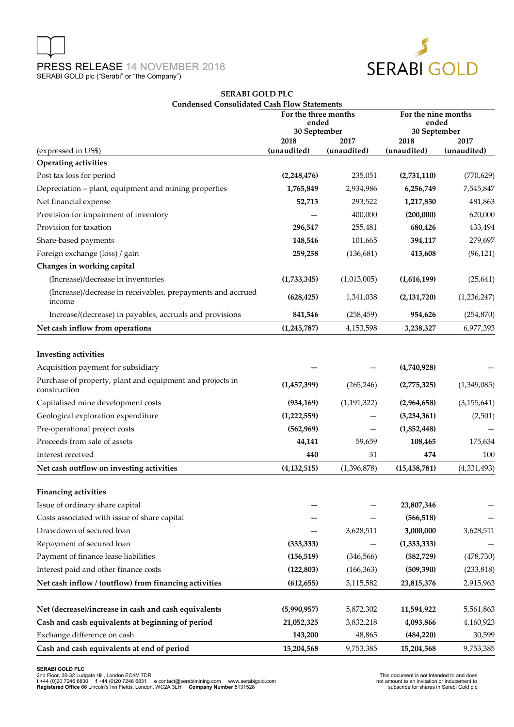# SERABI GOLD PLC

## Condensed Consolidated Cash Flow Statements

| (expressed in US$) | For the three months ended 30 September 2018 (unaudited) | For the three months ended 30 September 2017 (unaudited) | For the nine months ended 30 September 2018 (unaudited) | For the nine months ended 30 September 2017 (unaudited) |
|---|---|---|---|---|
| **Operating activities** | | | | |
| Post tax loss for period | **(2,248,476)** | 235,051 | **(2,731,110)** | (770,629) |
| Depreciation – plant, equipment and mining properties | **1,765,849** | 2,934,986 | **6,256,749** | 7,545,847 |
| Net financial expense | **52,713** | 293,522 | **1,217,830** | 481,863 |
| Provision for impairment of inventory | **—** | 400,000 | **(200,000)** | 620,000 |
| Provision for taxation | **296,547** | 255,481 | **680,426** | 433,494 |
| Share-based payments | **148,546** | 101,665 | **394,117** | 279,697 |
| Foreign exchange (loss) / gain | **259,258** | (136,681) | **413,608** | (96,121) |
| **Changes in working capital** | | | | |
| (Increase)/decrease in inventories | **(1,733,345)** | (1,013,005) | **(1,616,199)** | (25,641) |
| (Increase)/decrease in receivables, prepayments and accrued income | **(628,425)** | 1,341,038 | **(2,131,720)** | (1,236,247) |
| Increase/(decrease) in payables, accruals and provisions | **841,546** | (258,459) | **954,626** | (254,870) |
| **Net cash inflow from operations** | **(1,245,787)** | 4,153,598 | **3,238,327** | 6,977,393 |
| | | | | |
| **Investing activities** | | | | |
| Acquisition payment for subsidiary | **—** | — | **(4,740,928)** | — |
| Purchase of property, plant and equipment and projects in construction | **(1,457,399)** | (265,246) | **(2,775,325)** | (1,349,085) |
| Capitalised mine development costs | **(934,169)** | (1,191,322) | **(2,964,658)** | (3,155,641) |
| Geological exploration expenditure | **(1,222,559)** | — | **(3,234,361)** | (2,501) |
| Pre-operational project costs | **(562,969)** | — | **(1,852,448)** | — |
| Proceeds from sale of assets | **44,141** | 59,659 | **108,465** | 175,634 |
| Interest received | **440** | 31 | **474** | 100 |
| **Net cash outflow on investing activities** | **(4,132,515)** | (1,396,878) | **(15,458,781)** | (4,331,493) |
| | | | | |
| **Financing activities** | | | | |
| Issue of ordinary share capital | **—** | — | **23,807,346** | — |
| Costs associated with issue of share capital | **—** | — | **(566,518)** | — |
| Drawdown of secured loan | **—** | 3,628,511 | **3,000,000** | 3,628,511 |
| Repayment of secured loan | **(333,333)** | — | **(1,333,333)** | — |
| Payment of finance lease liabilities | **(156,519)** | (346,566) | **(582,729)** | (478,730) |
| Interest paid and other finance costs | **(122,803)** | (166,363) | **(509,390)** | (233,818) |
| **Net cash inflow / (outflow) from financing activities** | **(612,655)** | 3,115,582 | **23,815,376** | 2,915,963 |
| | | | | |
| **Net (decrease)/increase in cash and cash equivalents** | **(5,990,957)** | 5,872,302 | **11,594,922** | 5,561,863 |
| **Cash and cash equivalents at beginning of period** | **21,052,325** | 3,832,218 | **4,093,866** | 4,160,923 |
| Exchange difference on cash | **143,200** | 48,865 | **(484,220)** | 30,599 |
| **Cash and cash equivalents at end of period** | **15,204,568** | 9,753,385 | **15,204,568** | 9,753,385 |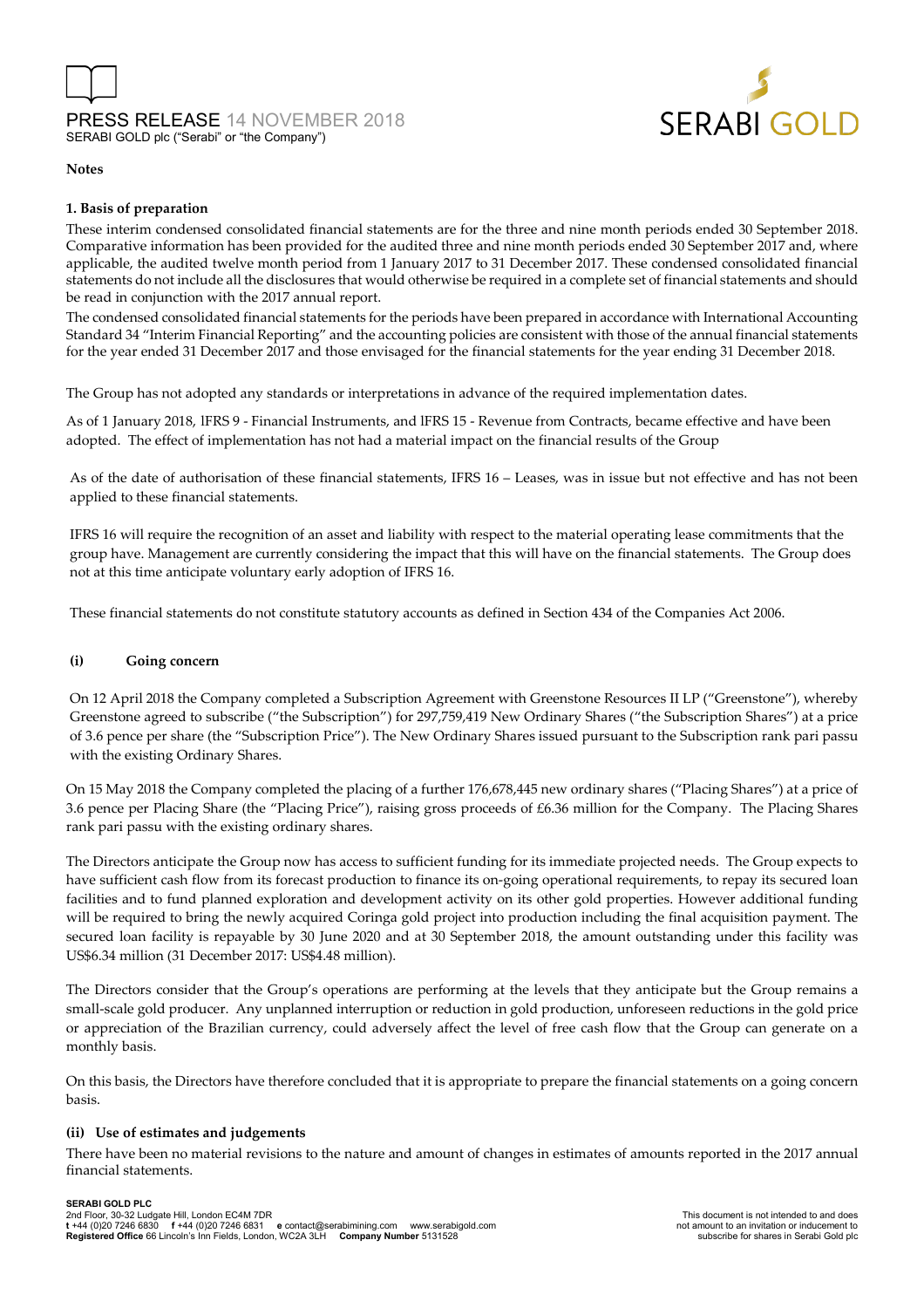**Notes**

**1. Basis of preparation**

These interim condensed consolidated financial statements are for the three and nine month periods ended 30 September 2018. Comparative information has been provided for the audited three and nine month periods ended 30 September 2017 and, where applicable, the audited twelve month period from 1 January 2017 to 31 December 2017. These condensed consolidated financial statements do not include all the disclosures that would otherwise be required in a complete set of financial statements and should be read in conjunction with the 2017 annual report.

The condensed consolidated financial statements for the periods have been prepared in accordance with International Accounting Standard 34 "Interim Financial Reporting" and the accounting policies are consistent with those of the annual financial statements for the year ended 31 December 2017 and those envisaged for the financial statements for the year ending 31 December 2018.

The Group has not adopted any standards or interpretations in advance of the required implementation dates.

As of 1 January 2018, IFRS 9 - Financial Instruments, and IFRS 15 - Revenue from Contracts, became effective and have been adopted. The effect of implementation has not had a material impact on the financial results of the Group

As of the date of authorisation of these financial statements, IFRS 16 – Leases, was in issue but not effective and has not been applied to these financial statements.

IFRS 16 will require the recognition of an asset and liability with respect to the material operating lease commitments that the group have. Management are currently considering the impact that this will have on the financial statements. The Group does not at this time anticipate voluntary early adoption of IFRS 16.

These financial statements do not constitute statutory accounts as defined in Section 434 of the Companies Act 2006.

**(i) Going concern**

On 12 April 2018 the Company completed a Subscription Agreement with Greenstone Resources II LP ("Greenstone"), whereby Greenstone agreed to subscribe ("the Subscription") for 297,759,419 New Ordinary Shares ("the Subscription Shares") at a price of 3.6 pence per share (the "Subscription Price"). The New Ordinary Shares issued pursuant to the Subscription rank pari passu with the existing Ordinary Shares.

On 15 May 2018 the Company completed the placing of a further 176,678,445 new ordinary shares ("Placing Shares") at a price of 3.6 pence per Placing Share (the "Placing Price"), raising gross proceeds of £6.36 million for the Company. The Placing Shares rank pari passu with the existing ordinary shares.

The Directors anticipate the Group now has access to sufficient funding for its immediate projected needs. The Group expects to have sufficient cash flow from its forecast production to finance its on-going operational requirements, to repay its secured loan facilities and to fund planned exploration and development activity on its other gold properties. However additional funding will be required to bring the newly acquired Coringa gold project into production including the final acquisition payment. The secured loan facility is repayable by 30 June 2020 and at 30 September 2018, the amount outstanding under this facility was US$6.34 million (31 December 2017: US$4.48 million).

The Directors consider that the Group's operations are performing at the levels that they anticipate but the Group remains a small-scale gold producer. Any unplanned interruption or reduction in gold production, unforeseen reductions in the gold price or appreciation of the Brazilian currency, could adversely affect the level of free cash flow that the Group can generate on a monthly basis.

On this basis, the Directors have therefore concluded that it is appropriate to prepare the financial statements on a going concern basis.

**(ii) Use of estimates and judgements**

There have been no material revisions to the nature and amount of changes in estimates of amounts reported in the 2017 annual financial statements.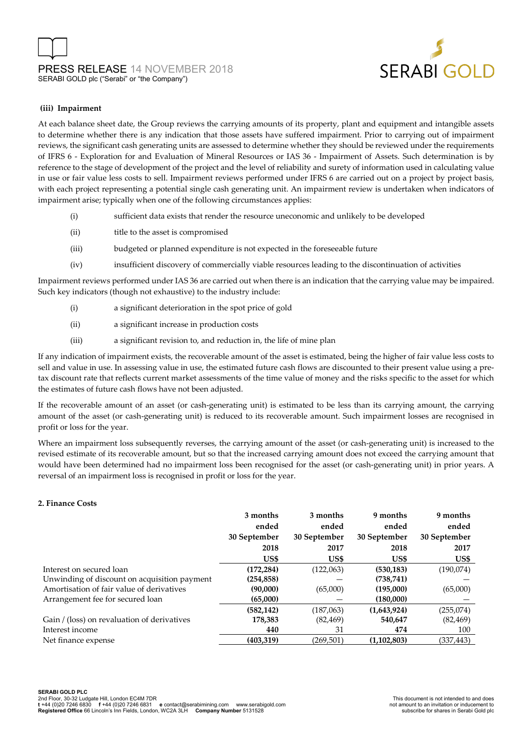**(iii) Impairment**

At each balance sheet date, the Group reviews the carrying amounts of its property, plant and equipment and intangible assets to determine whether there is any indication that those assets have suffered impairment. Prior to carrying out of impairment reviews, the significant cash generating units are assessed to determine whether they should be reviewed under the requirements of IFRS 6 - Exploration for and Evaluation of Mineral Resources or IAS 36 - Impairment of Assets. Such determination is by reference to the stage of development of the project and the level of reliability and surety of information used in calculating value in use or fair value less costs to sell. Impairment reviews performed under IFRS 6 are carried out on a project by project basis, with each project representing a potential single cash generating unit. An impairment review is undertaken when indicators of impairment arise; typically when one of the following circumstances applies:

- (i) sufficient data exists that render the resource uneconomic and unlikely to be developed
- (ii) title to the asset is compromised
- (iii) budgeted or planned expenditure is not expected in the foreseeable future
- (iv) insufficient discovery of commercially viable resources leading to the discontinuation of activities

Impairment reviews performed under IAS 36 are carried out when there is an indication that the carrying value may be impaired. Such key indicators (though not exhaustive) to the industry include:

- (i) a significant deterioration in the spot price of gold
- (ii) a significant increase in production costs
- (iii) a significant revision to, and reduction in, the life of mine plan

If any indication of impairment exists, the recoverable amount of the asset is estimated, being the higher of fair value less costs to sell and value in use. In assessing value in use, the estimated future cash flows are discounted to their present value using a pre-tax discount rate that reflects current market assessments of the time value of money and the risks specific to the asset for which the estimates of future cash flows have not been adjusted.

If the recoverable amount of an asset (or cash-generating unit) is estimated to be less than its carrying amount, the carrying amount of the asset (or cash-generating unit) is reduced to its recoverable amount. Such impairment losses are recognised in profit or loss for the year.

Where an impairment loss subsequently reverses, the carrying amount of the asset (or cash-generating unit) is increased to the revised estimate of its recoverable amount, but so that the increased carrying amount does not exceed the carrying amount that would have been determined had no impairment loss been recognised for the asset (or cash-generating unit) in prior years. A reversal of an impairment loss is recognised in profit or loss for the year.

**2. Finance Costs**

| | 3 months ended 30 September 2018 US$ | 3 months ended 30 September 2017 US$ | 9 months ended 30 September 2018 US$ | 9 months ended 30 September 2017 US$ |
|---|---|---|---|---|
| Interest on secured loan | **(172,284)** | (122,063) | **(530,183)** | (190,074) |
| Unwinding of discount on acquisition payment | **(254,858)** | — | **(738,741)** | — |
| Amortisation of fair value of derivatives | **(90,000)** | (65,000) | **(195,000)** | (65,000) |
| Arrangement fee for secured loan | **(65,000)** | — | **(180,000)** | — |
| | **(582,142)** | (187,063) | **(1,643,924)** | (255,074) |
| Gain / (loss) on revaluation of derivatives | **178,383** | (82,469) | **540,647** | (82,469) |
| Interest income | **440** | 31 | **474** | 100 |
| Net finance expense | **(403,319)** | (269,501) | **(1,102,803)** | (337,443) |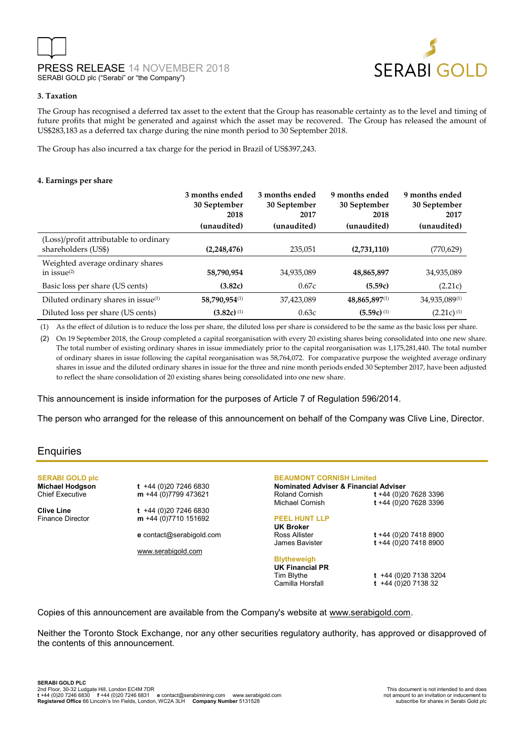### 3. Taxation

The Group has recognised a deferred tax asset to the extent that the Group has reasonable certainty as to the level and timing of future profits that might be generated and against which the asset may be recovered. The Group has released the amount of US$283,183 as a deferred tax charge during the nine month period to 30 September 2018.

The Group has also incurred a tax charge for the period in Brazil of US$397,243.

### 4. Earnings per share

| | 3 months ended 30 September 2018 (unaudited) | 3 months ended 30 September 2017 (unaudited) | 9 months ended 30 September 2018 (unaudited) | 9 months ended 30 September 2017 (unaudited) |
|---|---|---|---|---|
| (Loss)/profit attributable to ordinary shareholders (US$) | **(2,248,476)** | 235,051 | **(2,731,110)** | (770,629) |
| Weighted average ordinary shares in issue[2] | **58,790,954** | 34,935,089 | **48,865,897** | 34,935,089 |
| Basic loss per share (US cents) | **(3.82c)** | 0.67c | **(5.59c)** | (2.21c) |
| Diluted ordinary shares in issue[1] | **58,790,954**[1] | 37,423,089 | **48,865,897**[1] | 34,935,089[1] |
| Diluted loss per share (US cents) | **(3.82c)** [1] | 0.63c | **(5.59c)** [1] | (2.21c) [1] |

(1) As the effect of dilution is to reduce the loss per share, the diluted loss per share is considered to be the same as the basic loss per share.

(2) On 19 September 2018, the Group completed a capital reorganisation with every 20 existing shares being consolidated into one new share. The total number of existing ordinary shares in issue immediately prior to the capital reorganisation was 1,175,281,440. The total number of ordinary shares in issue following the capital reorganisation was 58,764,072. For comparative purpose the weighted average ordinary shares in issue and the diluted ordinary shares in issue for the three and nine month periods ended 30 September 2017, have been adjusted to reflect the share consolidation of 20 existing shares being consolidated into one new share.

This announcement is inside information for the purposes of Article 7 of Regulation 596/2014.

The person who arranged for the release of this announcement on behalf of the Company was Clive Line, Director.

## Enquiries

**SERABI GOLD plc**

**Michael Hodgson** — Chief Executive
**t** +44 (0)20 7246 6830
**m** +44 (0)7799 473621

**Clive Line** — Finance Director
**t** +44 (0)20 7246 6830
**m** +44 (0)7710 151692

**e** contact@serabigold.com

www.serabigold.com

**BEAUMONT CORNISH Limited**
**Nominated Adviser & Financial Adviser**
Roland Cornish — **t** +44 (0)20 7628 3396
Michael Cornish — **t** +44 (0)20 7628 3396

**PEEL HUNT LLP**
**UK Broker**
Ross Allister — **t** +44 (0)20 7418 8900
James Bavister — **t** +44 (0)20 7418 8900

**Blytheweigh**
**UK Financial PR**
Tim Blythe — **t** +44 (0)20 7138 3204
Camilla Horsfall — **t** +44 (0)20 7138 32

Copies of this announcement are available from the Company's website at www.serabigold.com.

Neither the Toronto Stock Exchange, nor any other securities regulatory authority, has approved or disapproved of the contents of this announcement.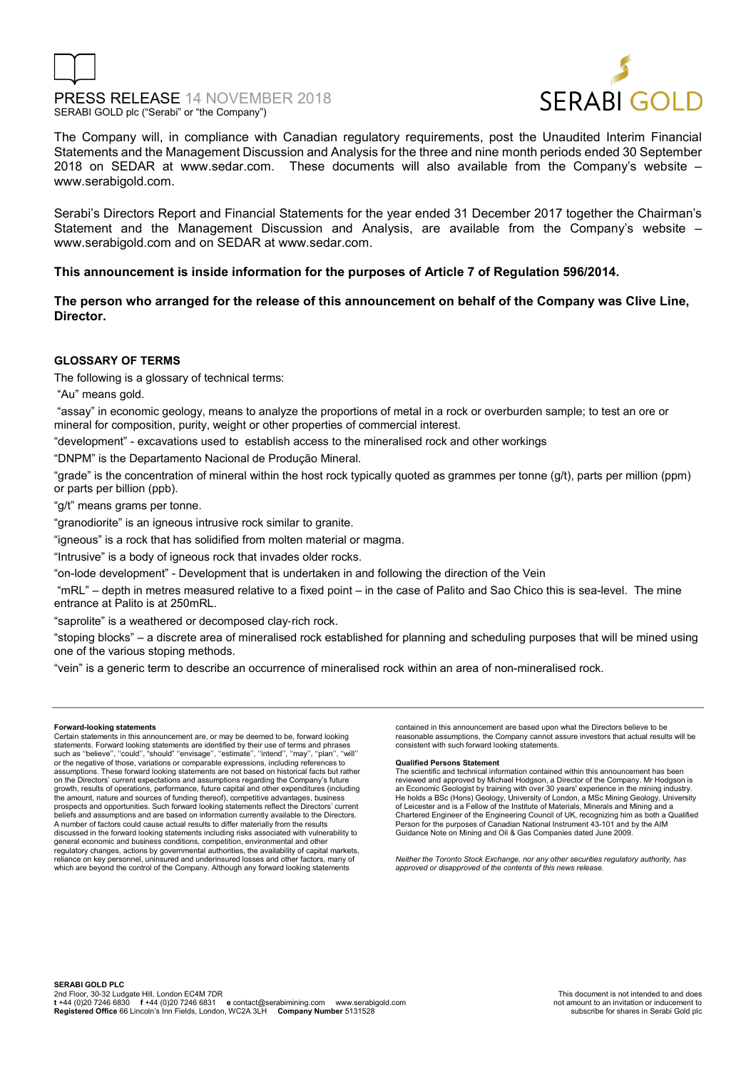The Company will, in compliance with Canadian regulatory requirements, post the Unaudited Interim Financial Statements and the Management Discussion and Analysis for the three and nine month periods ended 30 September 2018 on SEDAR at www.sedar.com. These documents will also available from the Company's website – www.serabigold.com.

Serabi's Directors Report and Financial Statements for the year ended 31 December 2017 together the Chairman's Statement and the Management Discussion and Analysis, are available from the Company's website – www.serabigold.com and on SEDAR at www.sedar.com.

**This announcement is inside information for the purposes of Article 7 of Regulation 596/2014.**

**The person who arranged for the release of this announcement on behalf of the Company was Clive Line, Director.**

### GLOSSARY OF TERMS

The following is a glossary of technical terms:

"Au" means gold.

"assay" in economic geology, means to analyze the proportions of metal in a rock or overburden sample; to test an ore or mineral for composition, purity, weight or other properties of commercial interest.

"development" - excavations used to establish access to the mineralised rock and other workings

"DNPM" is the Departamento Nacional de Produção Mineral.

"grade" is the concentration of mineral within the host rock typically quoted as grammes per tonne (g/t), parts per million (ppm) or parts per billion (ppb).

"g/t" means grams per tonne.

"granodiorite" is an igneous intrusive rock similar to granite.

"igneous" is a rock that has solidified from molten material or magma.

"Intrusive" is a body of igneous rock that invades older rocks.

"on-lode development" - Development that is undertaken in and following the direction of the Vein

"mRL" – depth in metres measured relative to a fixed point – in the case of Palito and Sao Chico this is sea-level. The mine entrance at Palito is at 250mRL.

"saprolite" is a weathered or decomposed clay-rich rock.

"stoping blocks" – a discrete area of mineralised rock established for planning and scheduling purposes that will be mined using one of the various stoping methods.

"vein" is a generic term to describe an occurrence of mineralised rock within an area of non-mineralised rock.

---

**Forward-looking statements**

Certain statements in this announcement are, or may be deemed to be, forward looking statements. Forward looking statements are identified by their use of terms and phrases such as "believe", "could", "should" "envisage", "estimate", "intend", "may", "plan", "will" or the negative of those, variations or comparable expressions, including references to assumptions. These forward looking statements are not based on historical facts but rather on the Directors' current expectations and assumptions regarding the Company's future growth, results of operations, performance, future capital and other expenditures (including the amount, nature and sources of funding thereof), competitive advantages, business prospects and opportunities. Such forward looking statements reflect the Directors' current beliefs and assumptions and are based on information currently available to the Directors. A number of factors could cause actual results to differ materially from the results discussed in the forward looking statements including risks associated with vulnerability to general economic and business conditions, competition, environmental and other regulatory changes, actions by governmental authorities, the availability of capital markets, reliance on key personnel, uninsured and underinsured losses and other factors, many of which are beyond the control of the Company. Although any forward looking statements contained in this announcement are based upon what the Directors believe to be reasonable assumptions, the Company cannot assure investors that actual results will be consistent with such forward looking statements.

**Qualified Persons Statement**

The scientific and technical information contained within this announcement has been reviewed and approved by Michael Hodgson, a Director of the Company. Mr Hodgson is an Economic Geologist by training with over 30 years' experience in the mining industry. He holds a BSc (Hons) Geology, University of London, a MSc Mining Geology, University of Leicester and is a Fellow of the Institute of Materials, Minerals and Mining and a Chartered Engineer of the Engineering Council of UK, recognizing him as both a Qualified Person for the purposes of Canadian National Instrument 43-101 and by the AIM Guidance Note on Mining and Oil & Gas Companies dated June 2009.

*Neither the Toronto Stock Exchange, nor any other securities regulatory authority, has approved or disapproved of the contents of this news release.*